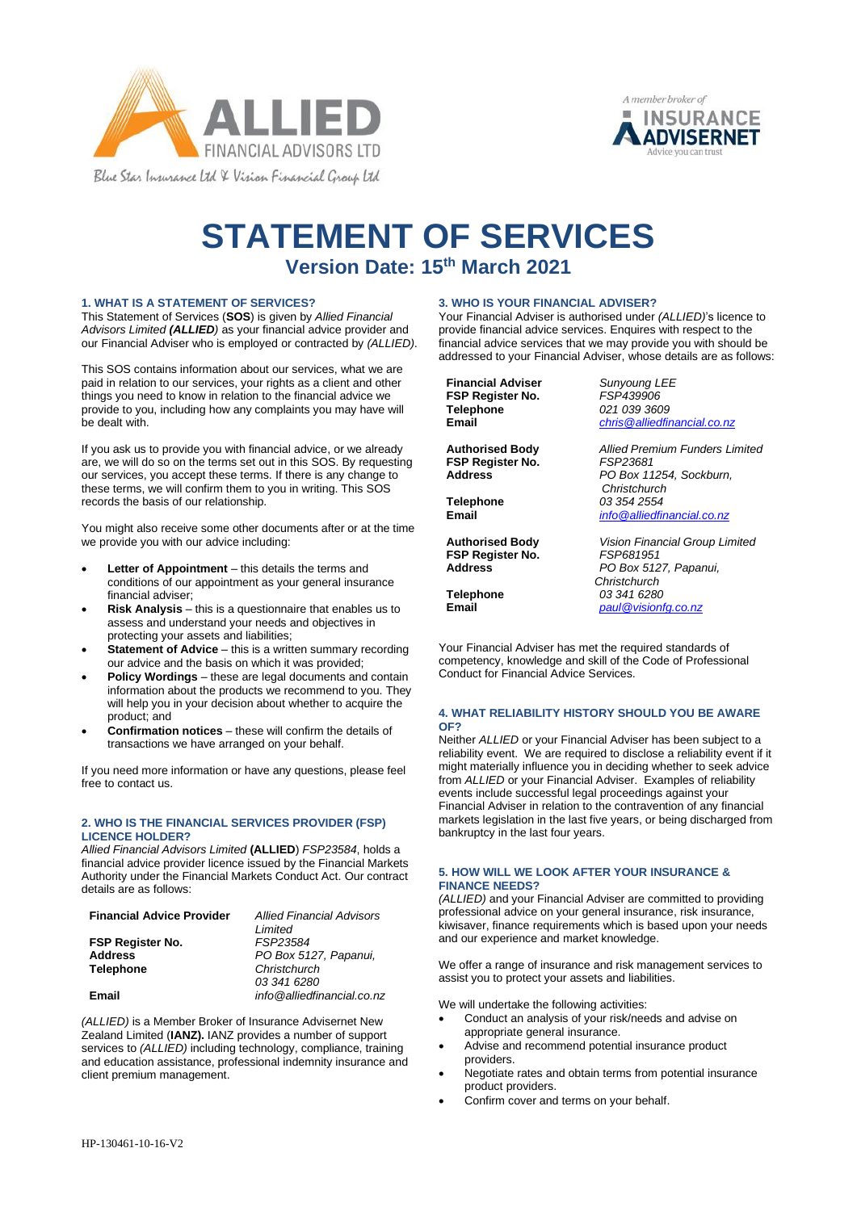Blue Star Insurance Ltd & Vision Financial Group Ltd

A member broker of INSURANCE ADVISERNET — Advice you can trust

# STATEMENT OF SERVICES

## Version Date: 15th March 2021

### 1. WHAT IS A STATEMENT OF SERVICES?

This Statement of Services (**SOS**) is given by *Allied Financial Advisors Limited* ***(ALLIED)*** as your financial advice provider and our Financial Adviser who is employed or contracted by *(ALLIED)*.

This SOS contains information about our services, what we are paid in relation to our services, your rights as a client and other things you need to know in relation to the financial advice we provide to you, including how any complaints you may have will be dealt with.

If you ask us to provide you with financial advice, or we already are, we will do so on the terms set out in this SOS. By requesting our services, you accept these terms. If there is any change to these terms, we will confirm them to you in writing. This SOS records the basis of our relationship.

You might also receive some other documents after or at the time we provide you with our advice including:

- **Letter of Appointment** – this details the terms and conditions of our appointment as your general insurance financial adviser;
- **Risk Analysis** – this is a questionnaire that enables us to assess and understand your needs and objectives in protecting your assets and liabilities;
- **Statement of Advice** – this is a written summary recording our advice and the basis on which it was provided;
- **Policy Wordings** – these are legal documents and contain information about the products we recommend to you. They will help you in your decision about whether to acquire the product; and
- **Confirmation notices** – these will confirm the details of transactions we have arranged on your behalf.

If you need more information or have any questions, please feel free to contact us.

### 2. WHO IS THE FINANCIAL SERVICES PROVIDER (FSP) LICENCE HOLDER?

*Allied Financial Advisors Limited* **(ALLIED**) *FSP23584*, holds a financial advice provider licence issued by the Financial Markets Authority under the Financial Markets Conduct Act. Our contract details are as follows:

| | |
|---|---|
| **Financial Advice Provider** | *Allied Financial Advisors Limited* |
| **FSP Register No.** | *FSP23584* |
| **Address** | *PO Box 5127, Papanui, Christchurch* |
| **Telephone** | *03 341 6280* |
| **Email** | *info@alliedfinancial.co.nz* |

*(ALLIED)* is a Member Broker of Insurance Advisernet New Zealand Limited (**IANZ).** IANZ provides a number of support services to *(ALLIED)* including technology, compliance, training and education assistance, professional indemnity insurance and client premium management.

### 3. WHO IS YOUR FINANCIAL ADVISER?

Your Financial Adviser is authorised under *(ALLIED)*'s licence to provide financial advice services. Enquires with respect to the financial advice services that we may provide you with should be addressed to your Financial Adviser, whose details are as follows:

| | |
|---|---|
| **Financial Adviser** | *Sunyoung LEE* |
| **FSP Register No.** | *FSP439906* |
| **Telephone** | *021 039 3609* |
| **Email** | *chris@alliedfinancial.co.nz* |
| **Authorised Body** | *Allied Premium Funders Limited* |
| **FSP Register No.** | *FSP23681* |
| **Address** | *PO Box 11254, Sockburn, Christchurch* |
| **Telephone** | *03 354 2554* |
| **Email** | *info@alliedfinancial.co.nz* |
| **Authorised Body** | *Vision Financial Group Limited* |
| **FSP Register No.** | *FSP681951* |
| **Address** | *PO Box 5127, Papanui, Christchurch* |
| **Telephone** | *03 341 6280* |
| **Email** | *paul@visionfg.co.nz* |

Your Financial Adviser has met the required standards of competency, knowledge and skill of the Code of Professional Conduct for Financial Advice Services.

### 4. WHAT RELIABILITY HISTORY SHOULD YOU BE AWARE OF?

Neither *ALLIED* or your Financial Adviser has been subject to a reliability event. We are required to disclose a reliability event if it might materially influence you in deciding whether to seek advice from *ALLIED* or your Financial Adviser. Examples of reliability events include successful legal proceedings against your Financial Adviser in relation to the contravention of any financial markets legislation in the last five years, or being discharged from bankruptcy in the last four years.

### 5. HOW WILL WE LOOK AFTER YOUR INSURANCE & FINANCE NEEDS?

*(ALLIED)* and your Financial Adviser are committed to providing professional advice on your general insurance, risk insurance, kiwisaver, finance requirements which is based upon your needs and our experience and market knowledge.

We offer a range of insurance and risk management services to assist you to protect your assets and liabilities.

We will undertake the following activities:

- Conduct an analysis of your risk/needs and advise on appropriate general insurance.
- Advise and recommend potential insurance product providers.
- Negotiate rates and obtain terms from potential insurance product providers.
- Confirm cover and terms on your behalf.

HP-130461-10-16-V2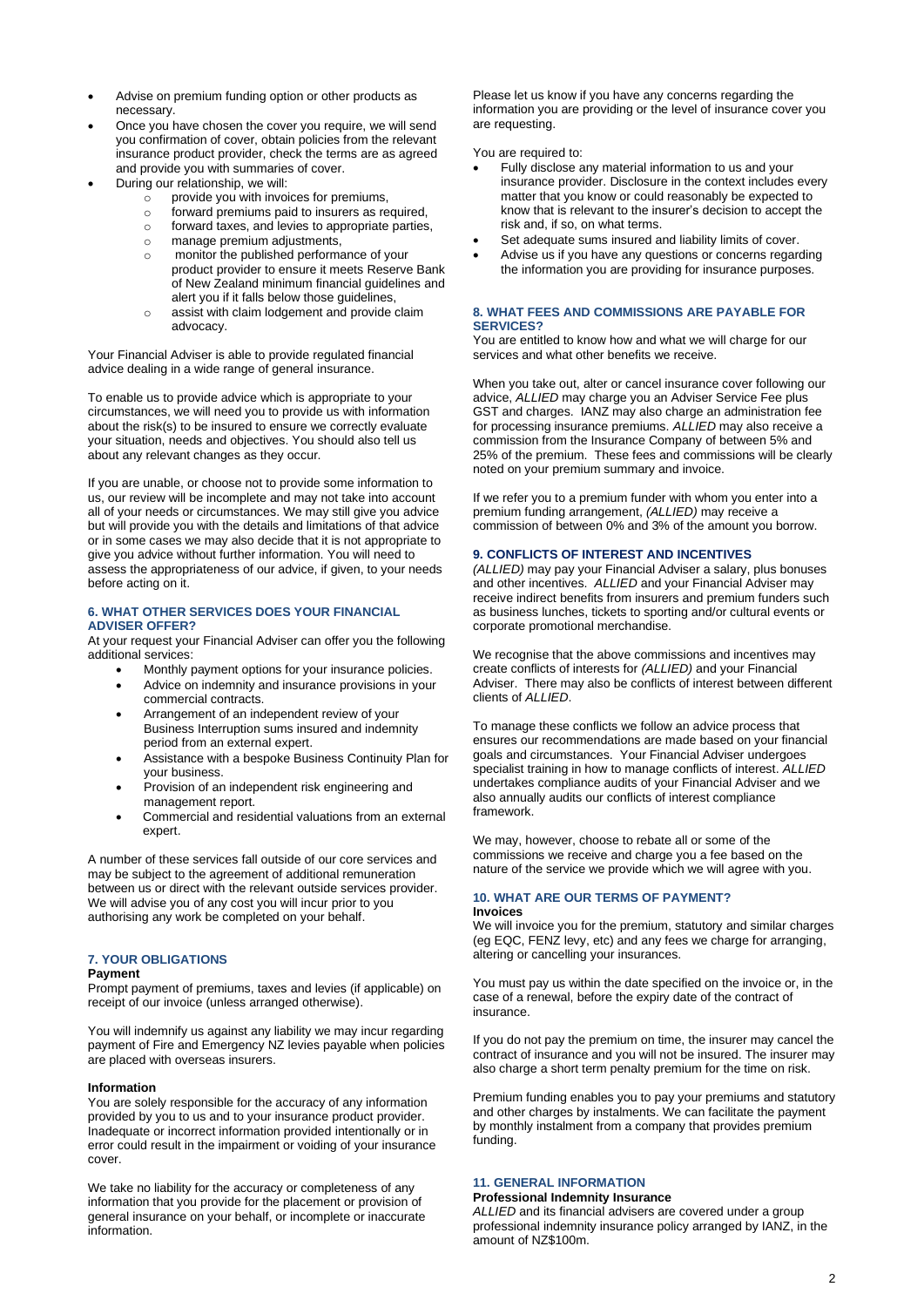- Advise on premium funding option or other products as necessary.
- Once you have chosen the cover you require, we will send you confirmation of cover, obtain policies from the relevant insurance product provider, check the terms are as agreed and provide you with summaries of cover.
- During our relationship, we will:
  - provide you with invoices for premiums,
  - forward premiums paid to insurers as required,
  - forward taxes, and levies to appropriate parties,
  - manage premium adjustments,
  - monitor the published performance of your product provider to ensure it meets Reserve Bank of New Zealand minimum financial guidelines and alert you if it falls below those guidelines,
  - assist with claim lodgement and provide claim advocacy.

Your Financial Adviser is able to provide regulated financial advice dealing in a wide range of general insurance.

To enable us to provide advice which is appropriate to your circumstances, we will need you to provide us with information about the risk(s) to be insured to ensure we correctly evaluate your situation, needs and objectives. You should also tell us about any relevant changes as they occur.

If you are unable, or choose not to provide some information to us, our review will be incomplete and may not take into account all of your needs or circumstances. We may still give you advice but will provide you with the details and limitations of that advice or in some cases we may also decide that it is not appropriate to give you advice without further information. You will need to assess the appropriateness of our advice, if given, to your needs before acting on it.

### 6. WHAT OTHER SERVICES DOES YOUR FINANCIAL ADVISER OFFER?

At your request your Financial Adviser can offer you the following additional services:

- Monthly payment options for your insurance policies.
- Advice on indemnity and insurance provisions in your commercial contracts.
- Arrangement of an independent review of your Business Interruption sums insured and indemnity period from an external expert.
- Assistance with a bespoke Business Continuity Plan for your business.
- Provision of an independent risk engineering and management report.
- Commercial and residential valuations from an external expert.

A number of these services fall outside of our core services and may be subject to the agreement of additional remuneration between us or direct with the relevant outside services provider. We will advise you of any cost you will incur prior to you authorising any work be completed on your behalf.

### 7. YOUR OBLIGATIONS

**Payment**

Prompt payment of premiums, taxes and levies (if applicable) on receipt of our invoice (unless arranged otherwise).

You will indemnify us against any liability we may incur regarding payment of Fire and Emergency NZ levies payable when policies are placed with overseas insurers.

**Information**

You are solely responsible for the accuracy of any information provided by you to us and to your insurance product provider. Inadequate or incorrect information provided intentionally or in error could result in the impairment or voiding of your insurance cover.

We take no liability for the accuracy or completeness of any information that you provide for the placement or provision of general insurance on your behalf, or incomplete or inaccurate information.

Please let us know if you have any concerns regarding the information you are providing or the level of insurance cover you are requesting.

You are required to:

- Fully disclose any material information to us and your insurance provider. Disclosure in the context includes every matter that you know or could reasonably be expected to know that is relevant to the insurer's decision to accept the risk and, if so, on what terms.
- Set adequate sums insured and liability limits of cover.
- Advise us if you have any questions or concerns regarding the information you are providing for insurance purposes.

### 8. WHAT FEES AND COMMISSIONS ARE PAYABLE FOR SERVICES?

You are entitled to know how and what we will charge for our services and what other benefits we receive.

When you take out, alter or cancel insurance cover following our advice, *ALLIED* may charge you an Adviser Service Fee plus GST and charges. IANZ may also charge an administration fee for processing insurance premiums. *ALLIED* may also receive a commission from the Insurance Company of between 5% and 25% of the premium. These fees and commissions will be clearly noted on your premium summary and invoice.

If we refer you to a premium funder with whom you enter into a premium funding arrangement, *(ALLIED)* may receive a commission of between 0% and 3% of the amount you borrow.

### 9. CONFLICTS OF INTEREST AND INCENTIVES

*(ALLIED)* may pay your Financial Adviser a salary, plus bonuses and other incentives. *ALLIED* and your Financial Adviser may receive indirect benefits from insurers and premium funders such as business lunches, tickets to sporting and/or cultural events or corporate promotional merchandise.

We recognise that the above commissions and incentives may create conflicts of interests for *(ALLIED)* and your Financial Adviser. There may also be conflicts of interest between different clients of *ALLIED*.

To manage these conflicts we follow an advice process that ensures our recommendations are made based on your financial goals and circumstances. Your Financial Adviser undergoes specialist training in how to manage conflicts of interest. *ALLIED* undertakes compliance audits of your Financial Adviser and we also annually audits our conflicts of interest compliance framework.

We may, however, choose to rebate all or some of the commissions we receive and charge you a fee based on the nature of the service we provide which we will agree with you.

### 10. WHAT ARE OUR TERMS OF PAYMENT?

**Invoices**

We will invoice you for the premium, statutory and similar charges (eg EQC, FENZ levy, etc) and any fees we charge for arranging, altering or cancelling your insurances.

You must pay us within the date specified on the invoice or, in the case of a renewal, before the expiry date of the contract of insurance.

If you do not pay the premium on time, the insurer may cancel the contract of insurance and you will not be insured. The insurer may also charge a short term penalty premium for the time on risk.

Premium funding enables you to pay your premiums and statutory and other charges by instalments. We can facilitate the payment by monthly instalment from a company that provides premium funding.

### 11. GENERAL INFORMATION

**Professional Indemnity Insurance**

*ALLIED* and its financial advisers are covered under a group professional indemnity insurance policy arranged by IANZ, in the amount of NZ$100m.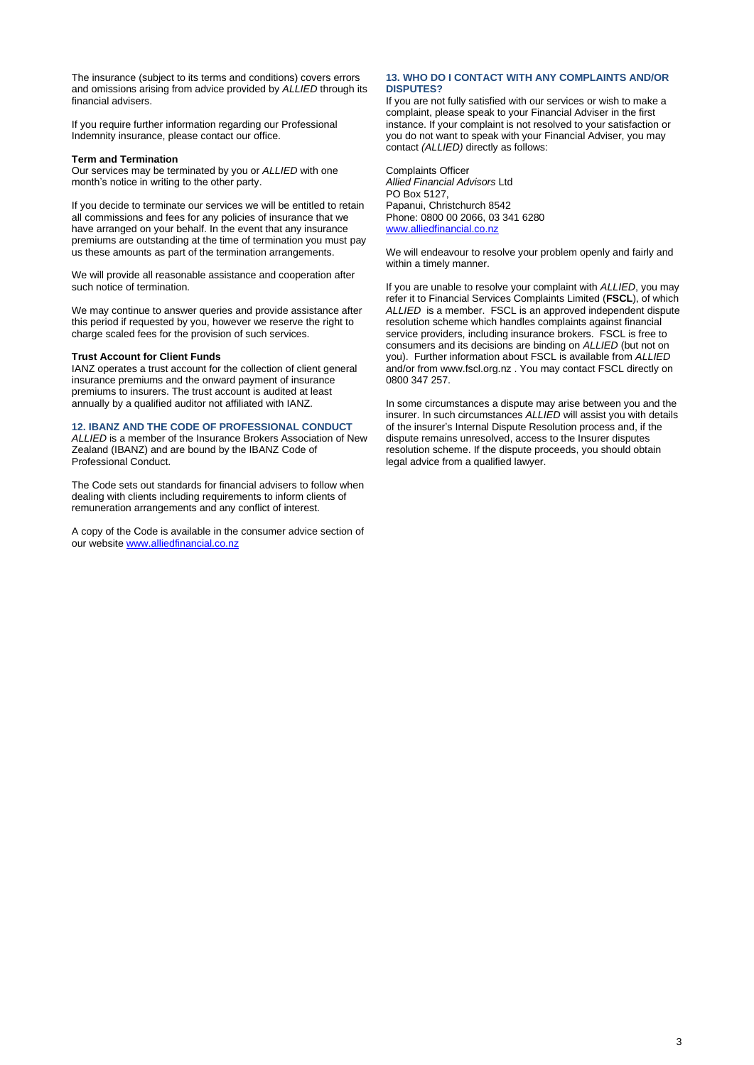The insurance (subject to its terms and conditions) covers errors and omissions arising from advice provided by *ALLIED* through its financial advisers.

If you require further information regarding our Professional Indemnity insurance, please contact our office.

**Term and Termination**

Our services may be terminated by you or *ALLIED* with one month's notice in writing to the other party.

If you decide to terminate our services we will be entitled to retain all commissions and fees for any policies of insurance that we have arranged on your behalf. In the event that any insurance premiums are outstanding at the time of termination you must pay us these amounts as part of the termination arrangements.

We will provide all reasonable assistance and cooperation after such notice of termination.

We may continue to answer queries and provide assistance after this period if requested by you, however we reserve the right to charge scaled fees for the provision of such services.

**Trust Account for Client Funds**

IANZ operates a trust account for the collection of client general insurance premiums and the onward payment of insurance premiums to insurers. The trust account is audited at least annually by a qualified auditor not affiliated with IANZ.

## 12. IBANZ AND THE CODE OF PROFESSIONAL CONDUCT

*ALLIED* is a member of the Insurance Brokers Association of New Zealand (IBANZ) and are bound by the IBANZ Code of Professional Conduct.

The Code sets out standards for financial advisers to follow when dealing with clients including requirements to inform clients of remuneration arrangements and any conflict of interest.

A copy of the Code is available in the consumer advice section of our website www.alliedfinancial.co.nz

## 13. WHO DO I CONTACT WITH ANY COMPLAINTS AND/OR DISPUTES?

If you are not fully satisfied with our services or wish to make a complaint, please speak to your Financial Adviser in the first instance. If your complaint is not resolved to your satisfaction or you do not want to speak with your Financial Adviser, you may contact *(ALLIED)* directly as follows:

Complaints Officer
*Allied Financial Advisors* Ltd
PO Box 5127,
Papanui, Christchurch 8542
Phone: 0800 00 2066, 03 341 6280
www.alliedfinancial.co.nz

We will endeavour to resolve your problem openly and fairly and within a timely manner.

If you are unable to resolve your complaint with *ALLIED*, you may refer it to Financial Services Complaints Limited (**FSCL**), of which *ALLIED* is a member. FSCL is an approved independent dispute resolution scheme which handles complaints against financial service providers, including insurance brokers. FSCL is free to consumers and its decisions are binding on *ALLIED* (but not on you). Further information about FSCL is available from *ALLIED* and/or from www.fscl.org.nz . You may contact FSCL directly on 0800 347 257.

In some circumstances a dispute may arise between you and the insurer. In such circumstances *ALLIED* will assist you with details of the insurer's Internal Dispute Resolution process and, if the dispute remains unresolved, access to the Insurer disputes resolution scheme. If the dispute proceeds, you should obtain legal advice from a qualified lawyer.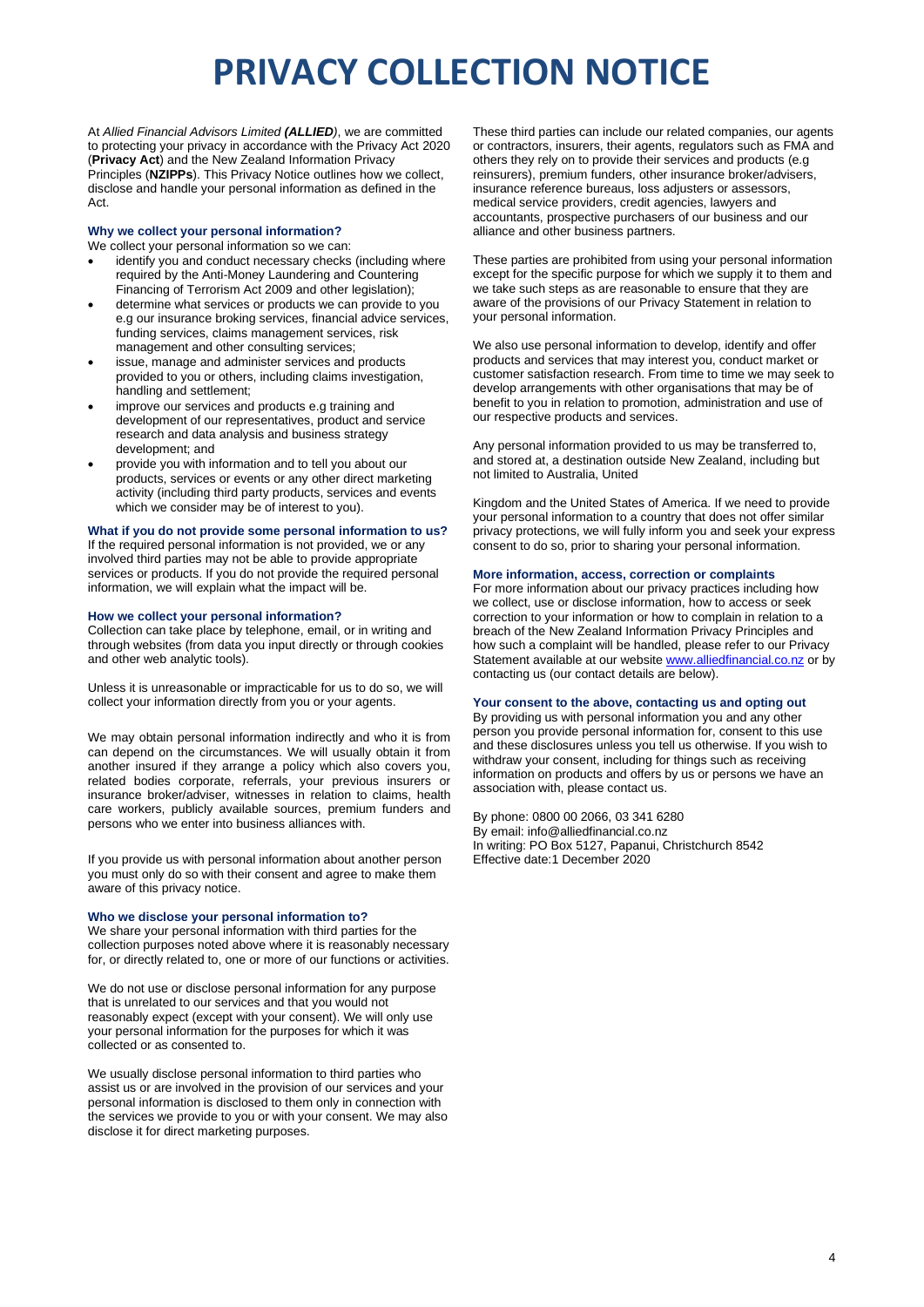# PRIVACY COLLECTION NOTICE

At *Allied Financial Advisors Limited **(ALLIED)***, we are committed to protecting your privacy in accordance with the Privacy Act 2020 (**Privacy Act**) and the New Zealand Information Privacy Principles (**NZIPPs**). This Privacy Notice outlines how we collect, disclose and handle your personal information as defined in the Act.

### Why we collect your personal information?

We collect your personal information so we can:

- identify you and conduct necessary checks (including where required by the Anti-Money Laundering and Countering Financing of Terrorism Act 2009 and other legislation);
- determine what services or products we can provide to you e.g our insurance broking services, financial advice services, funding services, claims management services, risk management and other consulting services;
- issue, manage and administer services and products provided to you or others, including claims investigation, handling and settlement;
- improve our services and products e.g training and development of our representatives, product and service research and data analysis and business strategy development; and
- provide you with information and to tell you about our products, services or events or any other direct marketing activity (including third party products, services and events which we consider may be of interest to you).

### What if you do not provide some personal information to us?

If the required personal information is not provided, we or any involved third parties may not be able to provide appropriate services or products. If you do not provide the required personal information, we will explain what the impact will be.

### How we collect your personal information?

Collection can take place by telephone, email, or in writing and through websites (from data you input directly or through cookies and other web analytic tools).

Unless it is unreasonable or impracticable for us to do so, we will collect your information directly from you or your agents.

We may obtain personal information indirectly and who it is from can depend on the circumstances. We will usually obtain it from another insured if they arrange a policy which also covers you, related bodies corporate, referrals, your previous insurers or insurance broker/adviser, witnesses in relation to claims, health care workers, publicly available sources, premium funders and persons who we enter into business alliances with.

If you provide us with personal information about another person you must only do so with their consent and agree to make them aware of this privacy notice.

### Who we disclose your personal information to?

We share your personal information with third parties for the collection purposes noted above where it is reasonably necessary for, or directly related to, one or more of our functions or activities.

We do not use or disclose personal information for any purpose that is unrelated to our services and that you would not reasonably expect (except with your consent). We will only use your personal information for the purposes for which it was collected or as consented to.

We usually disclose personal information to third parties who assist us or are involved in the provision of our services and your personal information is disclosed to them only in connection with the services we provide to you or with your consent. We may also disclose it for direct marketing purposes.

These third parties can include our related companies, our agents or contractors, insurers, their agents, regulators such as FMA and others they rely on to provide their services and products (e.g reinsurers), premium funders, other insurance broker/advisers, insurance reference bureaus, loss adjusters or assessors, medical service providers, credit agencies, lawyers and accountants, prospective purchasers of our business and our alliance and other business partners.

These parties are prohibited from using your personal information except for the specific purpose for which we supply it to them and we take such steps as are reasonable to ensure that they are aware of the provisions of our Privacy Statement in relation to your personal information.

We also use personal information to develop, identify and offer products and services that may interest you, conduct market or customer satisfaction research. From time to time we may seek to develop arrangements with other organisations that may be of benefit to you in relation to promotion, administration and use of our respective products and services.

Any personal information provided to us may be transferred to, and stored at, a destination outside New Zealand, including but not limited to Australia, United

Kingdom and the United States of America. If we need to provide your personal information to a country that does not offer similar privacy protections, we will fully inform you and seek your express consent to do so, prior to sharing your personal information.

### More information, access, correction or complaints

For more information about our privacy practices including how we collect, use or disclose information, how to access or seek correction to your information or how to complain in relation to a breach of the New Zealand Information Privacy Principles and how such a complaint will be handled, please refer to our Privacy Statement available at our website [www.alliedfinancial.co.nz](http://www.alliedfinancial.co.nz) or by contacting us (our contact details are below).

### Your consent to the above, contacting us and opting out

By providing us with personal information you and any other person you provide personal information for, consent to this use and these disclosures unless you tell us otherwise. If you wish to withdraw your consent, including for things such as receiving information on products and offers by us or persons we have an association with, please contact us.

By phone: 0800 00 2066, 03 341 6280
By email: info@alliedfinancial.co.nz
In writing: PO Box 5127, Papanui, Christchurch 8542
Effective date:1 December 2020